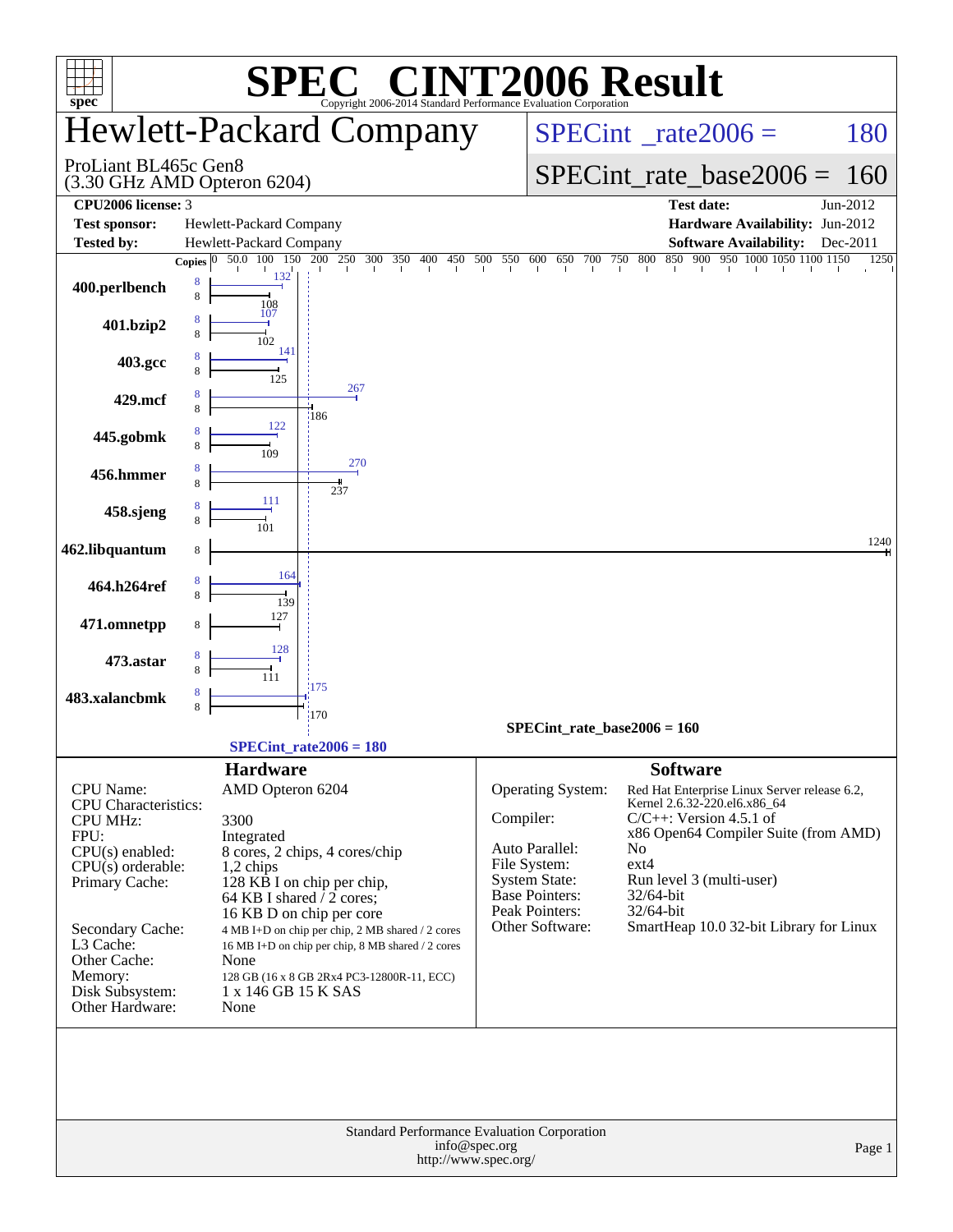# SPEC® CINT2006 Result

Copyright 2006-2014 Standard Performance Evaluation Corporation

## Hewlett-Packard Company

ProLiant BL465c Gen8
(3.30 GHz AMD Opteron 6204)

SPECint_rate2006 = 180

SPECint_rate_base2006 = 160

| | | | |
|---|---|---|---|
| **CPU2006 license:** 3 | | **Test date:** | Jun-2012 |
| **Test sponsor:** | Hewlett-Packard Company | **Hardware Availability:** | Jun-2012 |
| **Tested by:** | Hewlett-Packard Company | **Software Availability:** | Dec-2011 |

| Benchmark | Copies (peak) | Peak | Copies (base) | Base |
|---|---|---|---|---|
| 400.perlbench | 8 | 132 | 8 | 108 |
| 401.bzip2 | 8 | 107 | 8 | 102 |
| 403.gcc | 8 | 141 | 8 | 125 |
| 429.mcf | 8 | 267 | 8 | 186 |
| 445.gobmk | 8 | 122 | 8 | 109 |
| 456.hmmer | 8 | 270 | 8 | 237 |
| 458.sjeng | 8 | 111 | 8 | 101 |
| 462.libquantum | | | 8 | 1240 |
| 464.h264ref | 8 | 164 | 8 | 139 |
| 471.omnetpp | | | 8 | 127 |
| 473.astar | 8 | 128 | 8 | 111 |
| 483.xalancbmk | 8 | 175 | 8 | 170 |

SPECint_rate_base2006 = 160

SPECint_rate2006 = 180

### Hardware

| | |
|---|---|
| CPU Name: | AMD Opteron 6204 |
| CPU Characteristics: | |
| CPU MHz: | 3300 |
| FPU: | Integrated |
| CPU(s) enabled: | 8 cores, 2 chips, 4 cores/chip |
| CPU(s) orderable: | 1,2 chips |
| Primary Cache: | 128 KB I on chip per chip, 64 KB I shared / 2 cores; 16 KB D on chip per core |
| Secondary Cache: | 4 MB I+D on chip per chip, 2 MB shared / 2 cores |
| L3 Cache: | 16 MB I+D on chip per chip, 8 MB shared / 2 cores |
| Other Cache: | None |
| Memory: | 128 GB (16 x 8 GB 2Rx4 PC3-12800R-11, ECC) |
| Disk Subsystem: | 1 x 146 GB 15 K SAS |
| Other Hardware: | None |

### Software

| | |
|---|---|
| Operating System: | Red Hat Enterprise Linux Server release 6.2, Kernel 2.6.32-220.el6.x86_64 |
| Compiler: | C/C++: Version 4.5.1 of x86 Open64 Compiler Suite (from AMD) |
| Auto Parallel: | No |
| File System: | ext4 |
| System State: | Run level 3 (multi-user) |
| Base Pointers: | 32/64-bit |
| Peak Pointers: | 32/64-bit |
| Other Software: | SmartHeap 10.0 32-bit Library for Linux |

Standard Performance Evaluation Corporation
info@spec.org
http://www.spec.org/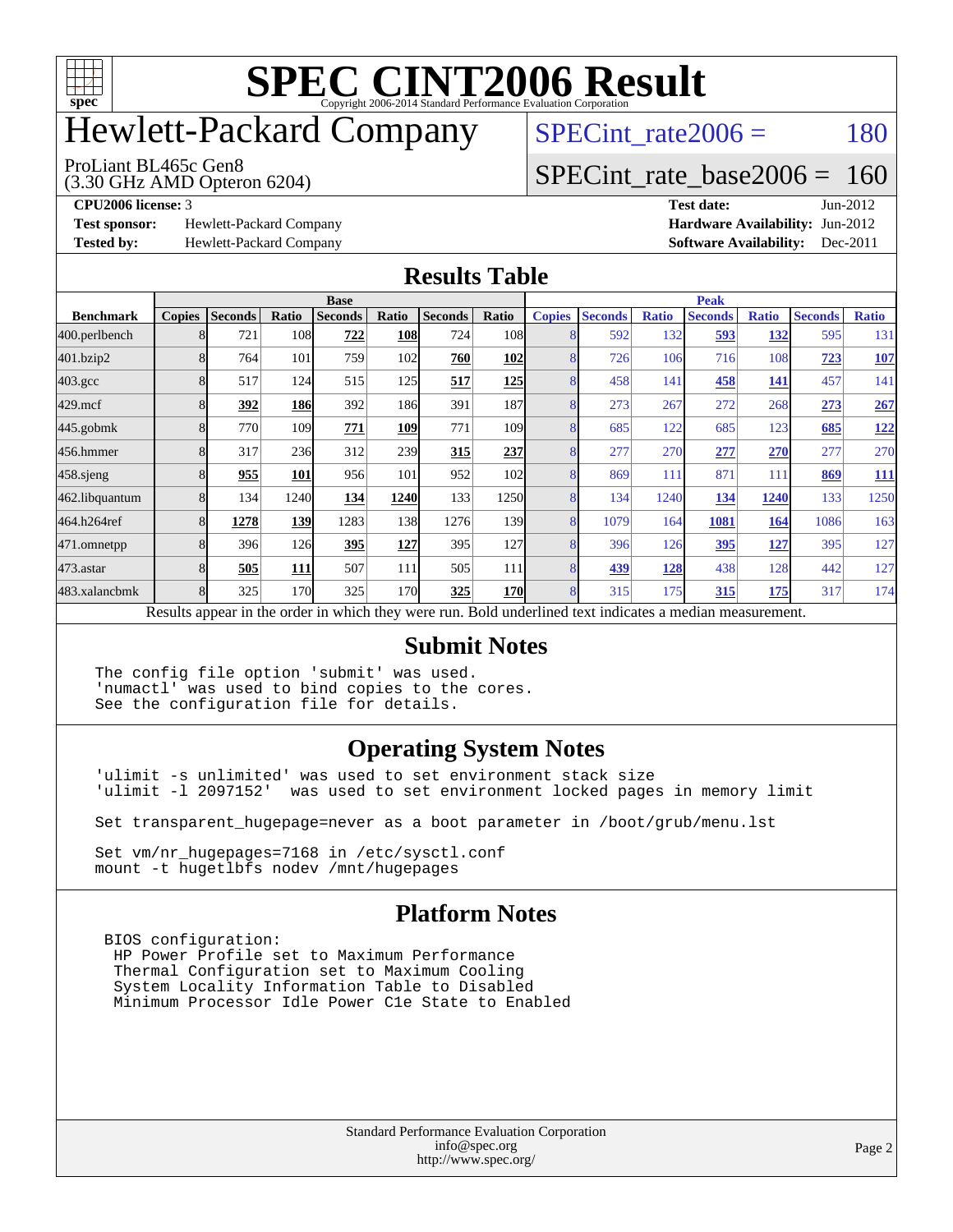# SPEC CINT2006 Result

Copyright 2006-2014 Standard Performance Evaluation Corporation

# Hewlett-Packard Company

ProLiant BL465c Gen8
(3.30 GHz AMD Opteron 6204)

SPECint_rate2006 = 180

SPECint_rate_base2006 = 160

**CPU2006 license:** 3
**Test sponsor:** Hewlett-Packard Company
**Tested by:** Hewlett-Packard Company

**Test date:** Jun-2012
**Hardware Availability:** Jun-2012
**Software Availability:** Dec-2011

## Results Table

| Benchmark | Base | | | | | | | Peak | | | | | | |
|---|---|---|---|---|---|---|---|---|---|---|---|---|---|---|
| | Copies | Seconds | Ratio | Seconds | Ratio | Seconds | Ratio | Copies | Seconds | Ratio | Seconds | Ratio | Seconds | Ratio |
| 400.perlbench | 8 | 721 | 108 | **722** | **108** | 724 | 108 | 8 | 592 | 132 | **593** | **132** | 595 | 131 |
| 401.bzip2 | 8 | 764 | 101 | 759 | 102 | **760** | **102** | 8 | 726 | 106 | 716 | 108 | **723** | **107** |
| 403.gcc | 8 | 517 | 124 | 515 | 125 | **517** | **125** | 8 | 458 | 141 | **458** | **141** | 457 | 141 |
| 429.mcf | 8 | **392** | **186** | 392 | 186 | 391 | 187 | 8 | 273 | 267 | 272 | 268 | **273** | **267** |
| 445.gobmk | 8 | 770 | 109 | **771** | **109** | 771 | 109 | 8 | 685 | 122 | 685 | 123 | **685** | **122** |
| 456.hmmer | 8 | 317 | 236 | 312 | 239 | **315** | **237** | 8 | 277 | 270 | **277** | **270** | 277 | 270 |
| 458.sjeng | 8 | **955** | **101** | 956 | 101 | 952 | 102 | 8 | 869 | 111 | 871 | 111 | **869** | **111** |
| 462.libquantum | 8 | 134 | 1240 | **134** | **1240** | 133 | 1250 | 8 | 134 | 1240 | **134** | **1240** | 133 | 1250 |
| 464.h264ref | 8 | **1278** | **139** | 1283 | 138 | 1276 | 139 | 8 | 1079 | 164 | **1081** | **164** | 1086 | 163 |
| 471.omnetpp | 8 | 396 | 126 | **395** | **127** | 395 | 127 | 8 | 396 | 126 | **395** | **127** | 395 | 127 |
| 473.astar | 8 | **505** | **111** | 507 | 111 | 505 | 111 | 8 | **439** | **128** | 438 | 128 | 442 | 127 |
| 483.xalancbmk | 8 | 325 | 170 | 325 | 170 | **325** | **170** | 8 | 315 | 175 | **315** | **175** | 317 | 174 |

Results appear in the order in which they were run. Bold underlined text indicates a median measurement.

## Submit Notes

```
The config file option 'submit' was used.
'numactl' was used to bind copies to the cores.
See the configuration file for details.
```

## Operating System Notes

```
'ulimit -s unlimited' was used to set environment stack size
'ulimit -l 2097152'  was used to set environment locked pages in memory limit

Set transparent_hugepage=never as a boot parameter in /boot/grub/menu.lst

Set vm/nr_hugepages=7168 in /etc/sysctl.conf
mount -t hugetlbfs nodev /mnt/hugepages
```

## Platform Notes

```
BIOS configuration:
 HP Power Profile set to Maximum Performance
 Thermal Configuration set to Maximum Cooling
 System Locality Information Table to Disabled
 Minimum Processor Idle Power C1e State to Enabled
```

Standard Performance Evaluation Corporation
info@spec.org
http://www.spec.org/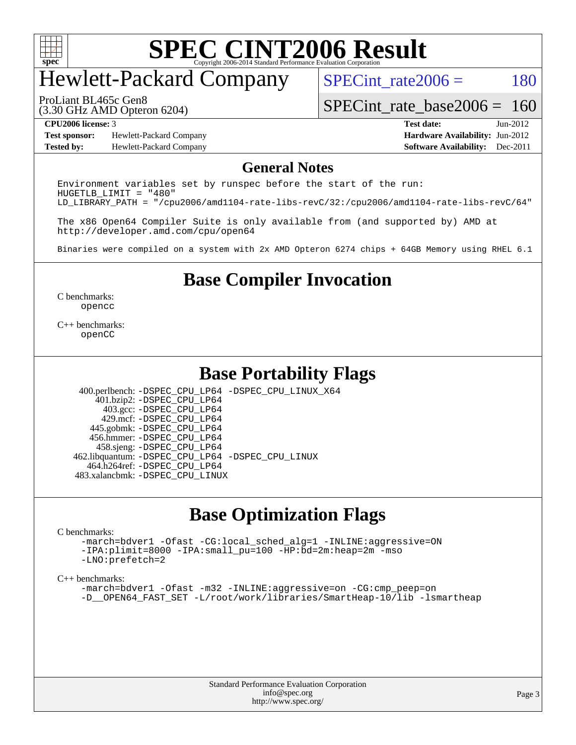# Hewlett-Packard Company

ProLiant BL465c Gen8
(3.30 GHz AMD Opteron 6204)

SPECint_rate2006 = 180

SPECint_rate_base2006 = 160

| | | | |
|---|---|---|---|
| **CPU2006 license:** 3 | | **Test date:** | Jun-2012 |
| **Test sponsor:** | Hewlett-Packard Company | **Hardware Availability:** | Jun-2012 |
| **Tested by:** | Hewlett-Packard Company | **Software Availability:** | Dec-2011 |

## General Notes

```
Environment variables set by runspec before the start of the run:
HUGETLB_LIMIT = "480"
LD_LIBRARY_PATH = "/cpu2006/amd1104-rate-libs-revC/32:/cpu2006/amd1104-rate-libs-revC/64"

The x86 Open64 Compiler Suite is only available from (and supported by) AMD at
http://developer.amd.com/cpu/open64

Binaries were compiled on a system with 2x AMD Opteron 6274 chips + 64GB Memory using RHEL 6.1
```

## Base Compiler Invocation

C benchmarks:
`opencc`

C++ benchmarks:
`openCC`

## Base Portability Flags

| | |
|---|---|
| 400.perlbench: | -DSPEC_CPU_LP64 -DSPEC_CPU_LINUX_X64 |
| 401.bzip2: | -DSPEC_CPU_LP64 |
| 403.gcc: | -DSPEC_CPU_LP64 |
| 429.mcf: | -DSPEC_CPU_LP64 |
| 445.gobmk: | -DSPEC_CPU_LP64 |
| 456.hmmer: | -DSPEC_CPU_LP64 |
| 458.sjeng: | -DSPEC_CPU_LP64 |
| 462.libquantum: | -DSPEC_CPU_LP64 -DSPEC_CPU_LINUX |
| 464.h264ref: | -DSPEC_CPU_LP64 |
| 483.xalancbmk: | -DSPEC_CPU_LINUX |

## Base Optimization Flags

C benchmarks:

```
-march=bdver1 -Ofast -CG:local_sched_alg=1 -INLINE:aggressive=ON
-IPA:plimit=8000 -IPA:small_pu=100 -HP:bd=2m:heap=2m -mso
-LNO:prefetch=2
```

C++ benchmarks:

```
-march=bdver1 -Ofast -m32 -INLINE:aggressive=on -CG:cmp_peep=on
-D__OPEN64_FAST_SET -L/root/work/libraries/SmartHeap-10/lib -lsmartheap
```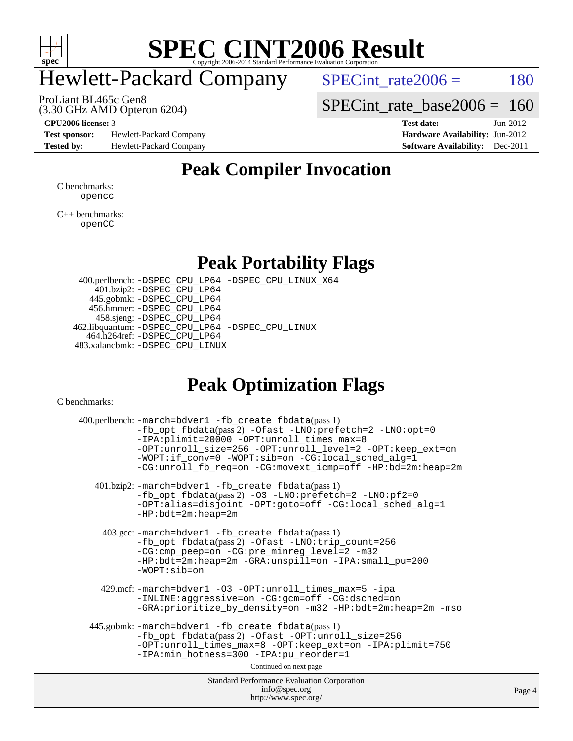# SPEC CINT2006 Result

Copyright 2006-2014 Standard Performance Evaluation Corporation

# Hewlett-Packard Company

ProLiant BL465c Gen8
(3.30 GHz AMD Opteron 6204)

SPECint_rate2006 = 180

SPECint_rate_base2006 = 160

**CPU2006 license:** 3
**Test sponsor:** Hewlett-Packard Company
**Tested by:** Hewlett-Packard Company

**Test date:** Jun-2012
**Hardware Availability:** Jun-2012
**Software Availability:** Dec-2011

## Peak Compiler Invocation

C benchmarks:
```
opencc
```

C++ benchmarks:
```
openCC
```

## Peak Portability Flags

```
400.perlbench: -DSPEC_CPU_LP64 -DSPEC_CPU_LINUX_X64
    401.bzip2: -DSPEC_CPU_LP64
   445.gobmk: -DSPEC_CPU_LP64
   456.hmmer: -DSPEC_CPU_LP64
   458.sjeng: -DSPEC_CPU_LP64
462.libquantum: -DSPEC_CPU_LP64 -DSPEC_CPU_LINUX
  464.h264ref: -DSPEC_CPU_LP64
483.xalancbmk: -DSPEC_CPU_LINUX
```

## Peak Optimization Flags

C benchmarks:

```
400.perlbench: -march=bdver1 -fb_create fbdata(pass 1)
               -fb_opt fbdata(pass 2) -Ofast -LNO:prefetch=2 -LNO:opt=0
               -IPA:plimit=20000 -OPT:unroll_times_max=8
               -OPT:unroll_size=256 -OPT:unroll_level=2 -OPT:keep_ext=on
               -WOPT:if_conv=0 -WOPT:sib=on -CG:local_sched_alg=1
               -CG:unroll_fb_req=on -CG:movext_icmp=off -HP:bd=2m:heap=2m

401.bzip2: -march=bdver1 -fb_create fbdata(pass 1)
           -fb_opt fbdata(pass 2) -O3 -LNO:prefetch=2 -LNO:pf2=0
           -OPT:alias=disjoint -OPT:goto=off -CG:local_sched_alg=1
           -HP:bdt=2m:heap=2m

403.gcc: -march=bdver1 -fb_create fbdata(pass 1)
         -fb_opt fbdata(pass 2) -Ofast -LNO:trip_count=256
         -CG:cmp_peep=on -CG:pre_minreg_level=2 -m32
         -HP:bdt=2m:heap=2m -GRA:unspill=on -IPA:small_pu=200
         -WOPT:sib=on

429.mcf: -march=bdver1 -O3 -OPT:unroll_times_max=5 -ipa
         -INLINE:aggressive=on -CG:gcm=off -CG:dsched=on
         -GRA:prioritize_by_density=on -m32 -HP:bdt=2m:heap=2m -mso

445.gobmk: -march=bdver1 -fb_create fbdata(pass 1)
           -fb_opt fbdata(pass 2) -Ofast -OPT:unroll_size=256
           -OPT:unroll_times_max=8 -OPT:keep_ext=on -IPA:plimit=750
           -IPA:min_hotness=300 -IPA:pu_reorder=1
```

Continued on next page

Standard Performance Evaluation Corporation
info@spec.org
http://www.spec.org/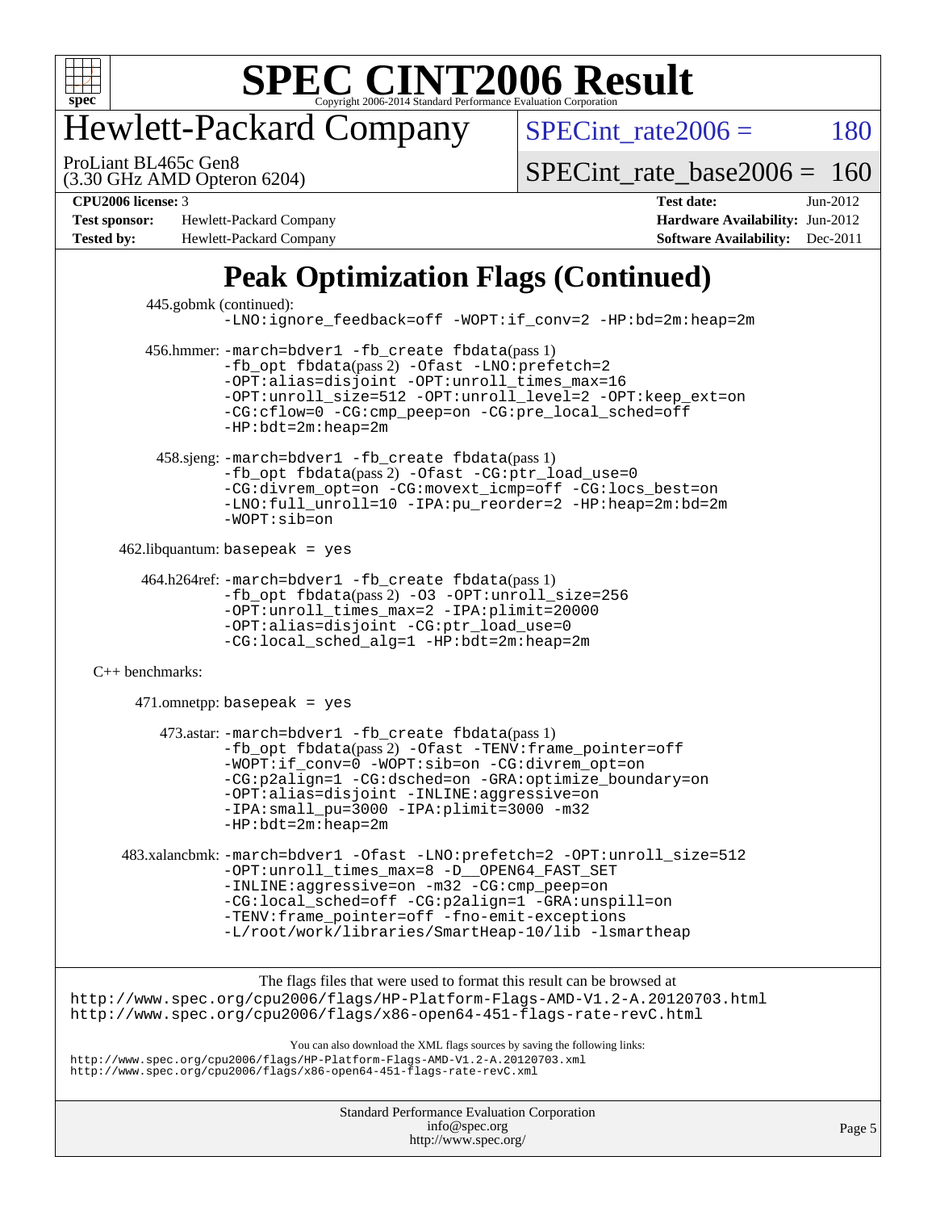# Peak Optimization Flags (Continued)

445.gobmk (continued):
```
-LNO:ignore_feedback=off -WOPT:if_conv=2 -HP:bd=2m:heap=2m
```

456.hmmer:
```
-march=bdver1 -fb_create fbdata(pass 1)
-fb_opt fbdata(pass 2) -Ofast -LNO:prefetch=2
-OPT:alias=disjoint -OPT:unroll_times_max=16
-OPT:unroll_size=512 -OPT:unroll_level=2 -OPT:keep_ext=on
-CG:cflow=0 -CG:cmp_peep=on -CG:pre_local_sched=off
-HP:bdt=2m:heap=2m
```

458.sjeng:
```
-march=bdver1 -fb_create fbdata(pass 1)
-fb_opt fbdata(pass 2) -Ofast -CG:ptr_load_use=0
-CG:divrem_opt=on -CG:movext_icmp=off -CG:locs_best=on
-LNO:full_unroll=10 -IPA:pu_reorder=2 -HP:heap=2m:bd=2m
-WOPT:sib=on
```

462.libquantum: basepeak = yes

464.h264ref:
```
-march=bdver1 -fb_create fbdata(pass 1)
-fb_opt fbdata(pass 2) -O3 -OPT:unroll_size=256
-OPT:unroll_times_max=2 -IPA:plimit=20000
-OPT:alias=disjoint -CG:ptr_load_use=0
-CG:local_sched_alg=1 -HP:bdt=2m:heap=2m
```

C++ benchmarks:

471.omnetpp: basepeak = yes

473.astar:
```
-march=bdver1 -fb_create fbdata(pass 1)
-fb_opt fbdata(pass 2) -Ofast -TENV:frame_pointer=off
-WOPT:if_conv=0 -WOPT:sib=on -CG:divrem_opt=on
-CG:p2align=1 -CG:dsched=on -GRA:optimize_boundary=on
-OPT:alias=disjoint -INLINE:aggressive=on
-IPA:small_pu=3000 -IPA:plimit=3000 -m32
-HP:bdt=2m:heap=2m
```

483.xalancbmk:
```
-march=bdver1 -Ofast -LNO:prefetch=2 -OPT:unroll_size=512
-OPT:unroll_times_max=8 -D__OPEN64_FAST_SET
-INLINE:aggressive=on -m32 -CG:cmp_peep=on
-CG:local_sched=off -CG:p2align=1 -GRA:unspill=on
-TENV:frame_pointer=off -fno-emit-exceptions
-L/root/work/libraries/SmartHeap-10/lib -lsmartheap
```

The flags files that were used to format this result can be browsed at
http://www.spec.org/cpu2006/flags/HP-Platform-Flags-AMD-V1.2-A.20120703.html
http://www.spec.org/cpu2006/flags/x86-open64-451-flags-rate-revC.html

You can also download the XML flags sources by saving the following links:
http://www.spec.org/cpu2006/flags/HP-Platform-Flags-AMD-V1.2-A.20120703.xml
http://www.spec.org/cpu2006/flags/x86-open64-451-flags-rate-revC.xml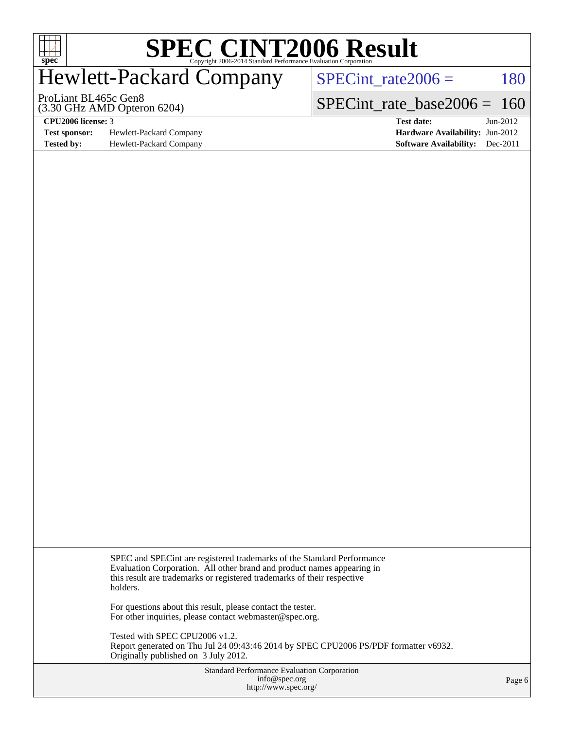SPEC and SPECint are registered trademarks of the Standard Performance Evaluation Corporation. All other brand and product names appearing in this result are trademarks or registered trademarks of their respective holders.

For questions about this result, please contact the tester.
For other inquiries, please contact webmaster@spec.org.

Tested with SPEC CPU2006 v1.2.
Report generated on Thu Jul 24 09:43:46 2014 by SPEC CPU2006 PS/PDF formatter v6932.
Originally published on 3 July 2012.